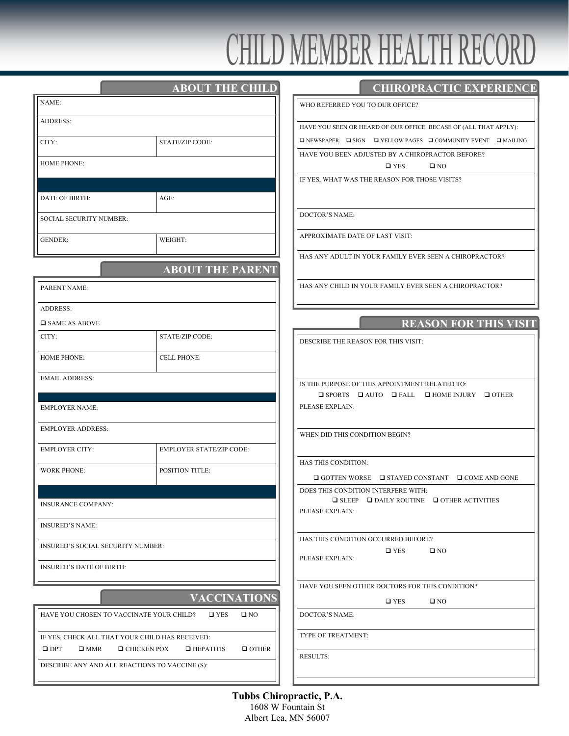# CHILD MEMBER HEALTH RECORD

## ABOUT THE CHILD

| | |
|---|---|
| NAME: | |
| ADDRESS: | |
| CITY: | STATE/ZIP CODE: |
| HOME PHONE: | |
| DATE OF BIRTH: | AGE: |
| SOCIAL SECURITY NUMBER: | |
| GENDER: | WEIGHT: |

## ABOUT THE PARENT

| | |
|---|---|
| PARENT NAME: | |
| ADDRESS: ❑ SAME AS ABOVE | |
| CITY: | STATE/ZIP CODE: |
| HOME PHONE: | CELL PHONE: |
| EMAIL ADDRESS: | |
| EMPLOYER NAME: | |
| EMPLOYER ADDRESS: | |
| EMPLOYER CITY: | EMPLOYER STATE/ZIP CODE: |
| WORK PHONE: | POSITION TITLE: |
| INSURANCE COMPANY: | |
| INSURED'S NAME: | |
| INSURED'S SOCIAL SECURITY NUMBER: | |
| INSURED'S DATE OF BIRTH: | |

## VACCINATIONS

HAVE YOU CHOSEN TO VACCINATE YOUR CHILD? ❑ YES ❑ NO

IF YES, CHECK ALL THAT YOUR CHILD HAS RECEIVED:
❑ DPT ❑ MMR ❑ CHICKEN POX ❑ HEPATITIS ❑ OTHER

DESCRIBE ANY AND ALL REACTIONS TO VACCINE (S):

## CHIROPRACTIC EXPERIENCE

WHO REFERRED YOU TO OUR OFFICE?

HAVE YOU SEEN OR HEARD OF OUR OFFICE BECASE OF (ALL THAT APPLY):
❑ NEWSPAPER ❑ SIGN ❑ YELLOW PAGES ❑ COMMUNITY EVENT ❑ MAILING

HAVE YOU BEEN ADJUSTED BY A CHIROPRACTOR BEFORE?
❑ YES ❑ NO

IF YES, WHAT WAS THE REASON FOR THOSE VISITS?

DOCTOR'S NAME:

APPROXIMATE DATE OF LAST VISIT:

HAS ANY ADULT IN YOUR FAMILY EVER SEEN A CHIROPRACTOR?

HAS ANY CHILD IN YOUR FAMILY EVER SEEN A CHIROPRACTOR?

## REASON FOR THIS VISIT

DESCRIBE THE REASON FOR THIS VISIT:

IS THE PURPOSE OF THIS APPOINTMENT RELATED TO:
❑ SPORTS ❑ AUTO ❑ FALL ❑ HOME INJURY ❑ OTHER
PLEASE EXPLAIN:

WHEN DID THIS CONDITION BEGIN?

HAS THIS CONDITION:
❑ GOTTEN WORSE ❑ STAYED CONSTANT ❑ COME AND GONE

DOES THIS CONDITION INTERFERE WITH:
❑ SLEEP ❑ DAILY ROUTINE ❑ OTHER ACTIVITIES
PLEASE EXPLAIN:

HAS THIS CONDITION OCCURRED BEFORE?
❑ YES ❑ NO
PLEASE EXPLAIN:

HAVE YOU SEEN OTHER DOCTORS FOR THIS CONDITION?
❑ YES ❑ NO

DOCTOR'S NAME:

TYPE OF TREATMENT:

RESULTS:

**Tubbs Chiropractic, P.A.**
1608 W Fountain St
Albert Lea, MN 56007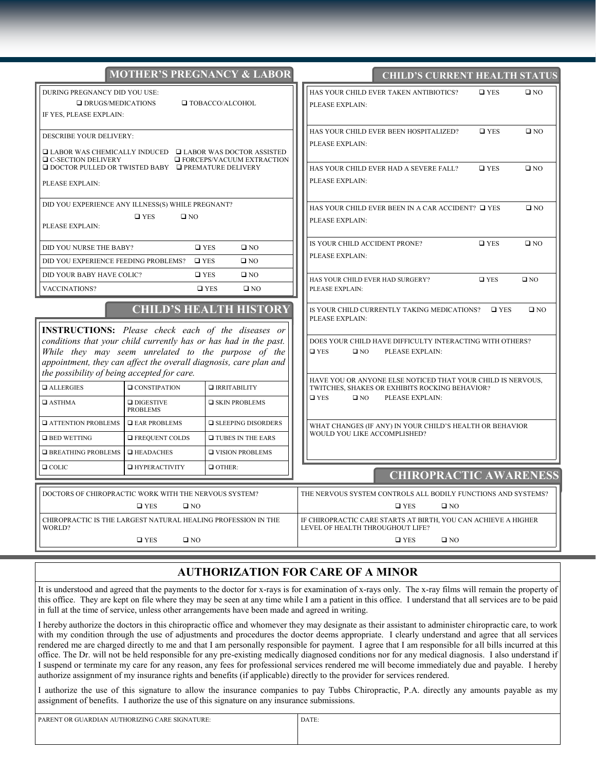## MOTHER'S PREGNANCY & LABOR

DURING PREGNANCY DID YOU USE:

❑ DRUGS/MEDICATIONS ❑ TOBACCO/ALCOHOL

IF YES, PLEASE EXPLAIN:

DESCRIBE YOUR DELIVERY:

❑ LABOR WAS CHEMICALLY INDUCED ❑ LABOR WAS DOCTOR ASSISTED
❑ C-SECTION DELIVERY ❑ FORCEPS/VACUUM EXTRACTION
❑ DOCTOR PULLED OR TWISTED BABY ❑ PREMATURE DELIVERY

PLEASE EXPLAIN:

DID YOU EXPERIENCE ANY ILLNESS(S) WHILE PREGNANT?

❑ YES ❑ NO

PLEASE EXPLAIN:

| | | |
|---|---|---|
| DID YOU NURSE THE BABY? | ❑ YES | ❑ NO |
| DID YOU EXPERIENCE FEEDING PROBLEMS? | ❑ YES | ❑ NO |
| DID YOUR BABY HAVE COLIC? | ❑ YES | ❑ NO |
| VACCINATIONS? | ❑ YES | ❑ NO |

## CHILD'S HEALTH HISTORY

**INSTRUCTIONS:** *Please check each of the diseases or conditions that your child currently has or has had in the past. While they may seem unrelated to the purpose of the appointment, they can affect the overall diagnosis, care plan and the possibility of being accepted for care.*

| | | |
|---|---|---|
| ❑ ALLERGIES | ❑ CONSTIPATION | ❑ IRRITABILITY |
| ❑ ASTHMA | ❑ DIGESTIVE PROBLEMS | ❑ SKIN PROBLEMS |
| ❑ ATTENTION PROBLEMS | ❑ EAR PROBLEMS | ❑ SLEEPING DISORDERS |
| ❑ BED WETTING | ❑ FREQUENT COLDS | ❑ TUBES IN THE EARS |
| ❑ BREATHING PROBLEMS | ❑ HEADACHES | ❑ VISION PROBLEMS |
| ❑ COLIC | ❑ HYPERACTIVITY | ❑ OTHER: |

## CHILD'S CURRENT HEALTH STATUS

HAS YOUR CHILD EVER TAKEN ANTIBIOTICS? ❑ YES ❑ NO
PLEASE EXPLAIN:

HAS YOUR CHILD EVER BEEN HOSPITALIZED? ❑ YES ❑ NO
PLEASE EXPLAIN:

HAS YOUR CHILD EVER HAD A SEVERE FALL? ❑ YES ❑ NO
PLEASE EXPLAIN:

HAS YOUR CHILD EVER BEEN IN A CAR ACCIDENT? ❑ YES ❑ NO
PLEASE EXPLAIN:

IS YOUR CHILD ACCIDENT PRONE? ❑ YES ❑ NO
PLEASE EXPLAIN:

HAS YOUR CHILD EVER HAD SURGERY? ❑ YES ❑ NO
PLEASE EXPLAIN:

IS YOUR CHILD CURRENTLY TAKING MEDICATIONS? ❑ YES ❑ NO
PLEASE EXPLAIN:

DOES YOUR CHILD HAVE DIFFICULTY INTERACTING WITH OTHERS?
❑ YES ❑ NO PLEASE EXPLAIN:

HAVE YOU OR ANYONE ELSE NOTICED THAT YOUR CHILD IS NERVOUS, TWITCHES, SHAKES OR EXHIBITS ROCKING BEHAVIOR?
❑ YES ❑ NO PLEASE EXPLAIN:

WHAT CHANGES (IF ANY) IN YOUR CHILD'S HEALTH OR BEHAVIOR WOULD YOU LIKE ACCOMPLISHED?

## CHIROPRACTIC AWARENESS

| | |
|---|---|
| DOCTORS OF CHIROPRACTIC WORK WITH THE NERVOUS SYSTEM? ❑ YES ❑ NO | THE NERVOUS SYSTEM CONTROLS ALL BODILY FUNCTIONS AND SYSTEMS? ❑ YES ❑ NO |
| CHIROPRACTIC IS THE LARGEST NATURAL HEALING PROFESSION IN THE WORLD? ❑ YES ❑ NO | IF CHIROPRACTIC CARE STARTS AT BIRTH, YOU CAN ACHIEVE A HIGHER LEVEL OF HEALTH THROUGHOUT LIFE? ❑ YES ❑ NO |

## AUTHORIZATION FOR CARE OF A MINOR

It is understood and agreed that the payments to the doctor for x-rays is for examination of x-rays only. The x-ray films will remain the property of this office. They are kept on file where they may be seen at any time while I am a patient in this office. I understand that all services are to be paid in full at the time of service, unless other arrangements have been made and agreed in writing.

I hereby authorize the doctors in this chiropractic office and whomever they may designate as their assistant to administer chiropractic care, to work with my condition through the use of adjustments and procedures the doctor deems appropriate. I clearly understand and agree that all services rendered me are charged directly to me and that I am personally responsible for payment. I agree that I am responsible for all bills incurred at this office. The Dr. will not be held responsible for any pre-existing medically diagnosed conditions nor for any medical diagnosis. I also understand if I suspend or terminate my care for any reason, any fees for professional services rendered me will become immediately due and payable. I hereby authorize assignment of my insurance rights and benefits (if applicable) directly to the provider for services rendered.

I authorize the use of this signature to allow the insurance companies to pay Tubbs Chiropractic, P.A. directly any amounts payable as my assignment of benefits. I authorize the use of this signature on any insurance submissions.

| PARENT OR GUARDIAN AUTHORIZING CARE SIGNATURE: | DATE: |
|---|---|
| | |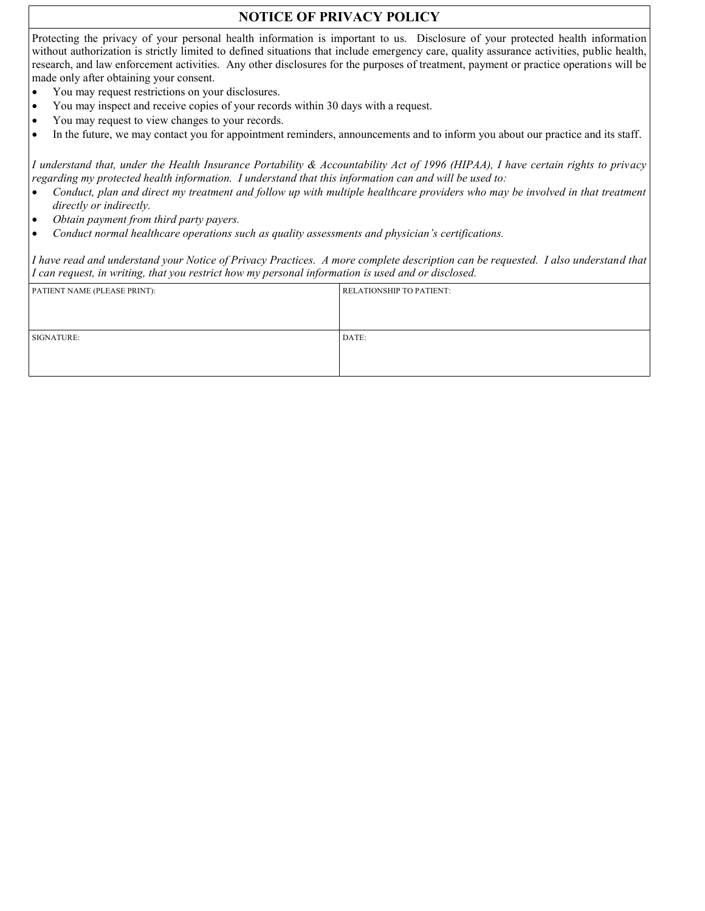# NOTICE OF PRIVACY POLICY

Protecting the privacy of your personal health information is important to us. Disclosure of your protected health information without authorization is strictly limited to defined situations that include emergency care, quality assurance activities, public health, research, and law enforcement activities. Any other disclosures for the purposes of treatment, payment or practice operations will be made only after obtaining your consent.

- You may request restrictions on your disclosures.
- You may inspect and receive copies of your records within 30 days with a request.
- You may request to view changes to your records.
- In the future, we may contact you for appointment reminders, announcements and to inform you about our practice and its staff.

*I understand that, under the Health Insurance Portability & Accountability Act of 1996 (HIPAA), I have certain rights to privacy regarding my protected health information. I understand that this information can and will be used to:*

- *Conduct, plan and direct my treatment and follow up with multiple healthcare providers who may be involved in that treatment directly or indirectly.*
- *Obtain payment from third party payers.*
- *Conduct normal healthcare operations such as quality assessments and physician's certifications.*

*I have read and understand your Notice of Privacy Practices. A more complete description can be requested. I also understand that I can request, in writing, that you restrict how my personal information is used and or disclosed.*

| | |
|---|---|
| PATIENT NAME (PLEASE PRINT): | RELATIONSHIP TO PATIENT: |
| SIGNATURE: | DATE: |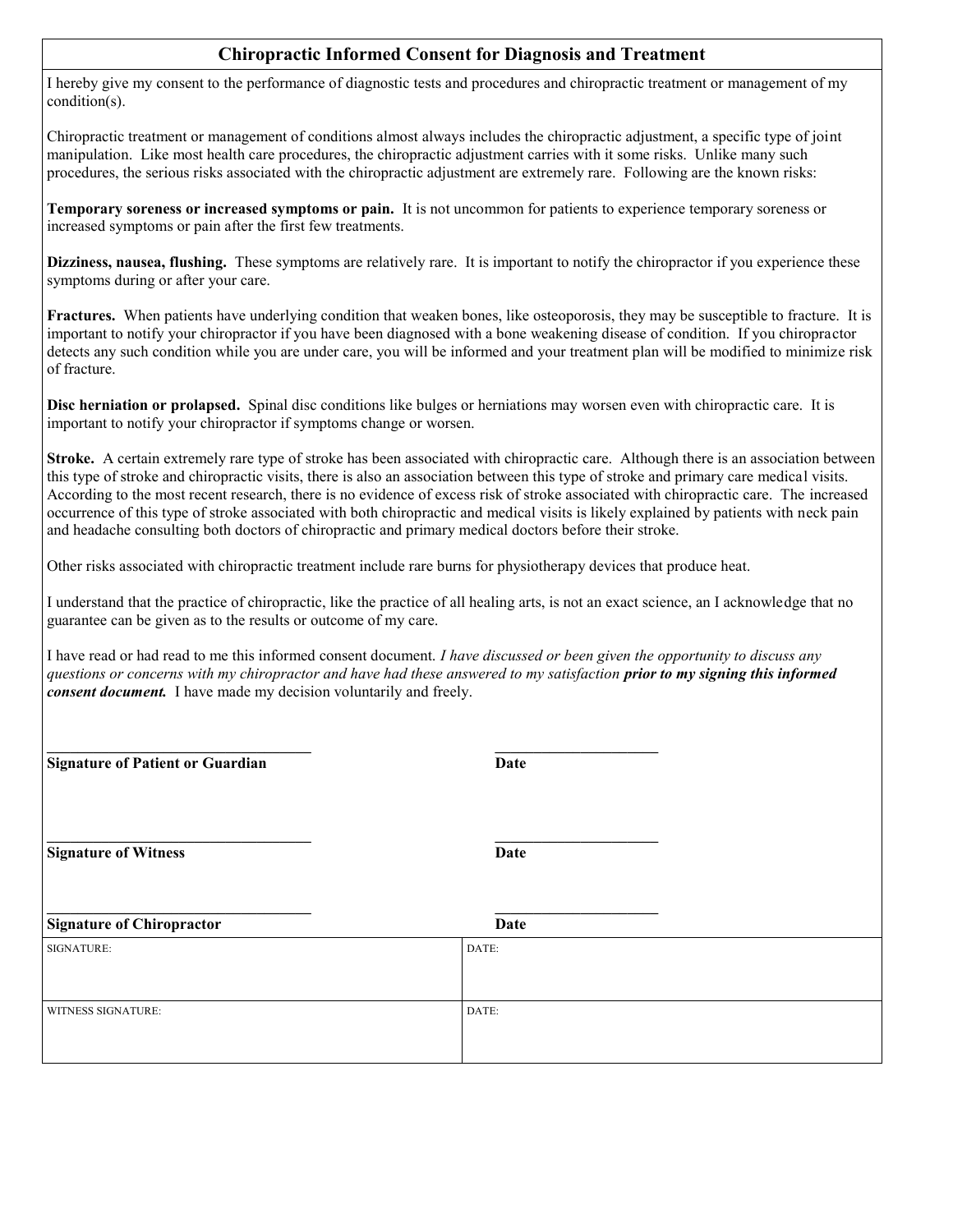## Chiropractic Informed Consent for Diagnosis and Treatment

I hereby give my consent to the performance of diagnostic tests and procedures and chiropractic treatment or management of my condition(s).

Chiropractic treatment or management of conditions almost always includes the chiropractic adjustment, a specific type of joint manipulation. Like most health care procedures, the chiropractic adjustment carries with it some risks. Unlike many such procedures, the serious risks associated with the chiropractic adjustment are extremely rare. Following are the known risks:

**Temporary soreness or increased symptoms or pain.** It is not uncommon for patients to experience temporary soreness or increased symptoms or pain after the first few treatments.

**Dizziness, nausea, flushing.** These symptoms are relatively rare. It is important to notify the chiropractor if you experience these symptoms during or after your care.

**Fractures.** When patients have underlying condition that weaken bones, like osteoporosis, they may be susceptible to fracture. It is important to notify your chiropractor if you have been diagnosed with a bone weakening disease of condition. If you chiropractor detects any such condition while you are under care, you will be informed and your treatment plan will be modified to minimize risk of fracture.

**Disc herniation or prolapsed.** Spinal disc conditions like bulges or herniations may worsen even with chiropractic care. It is important to notify your chiropractor if symptoms change or worsen.

**Stroke.** A certain extremely rare type of stroke has been associated with chiropractic care. Although there is an association between this type of stroke and chiropractic visits, there is also an association between this type of stroke and primary care medical visits. According to the most recent research, there is no evidence of excess risk of stroke associated with chiropractic care. The increased occurrence of this type of stroke associated with both chiropractic and medical visits is likely explained by patients with neck pain and headache consulting both doctors of chiropractic and primary medical doctors before their stroke.

Other risks associated with chiropractic treatment include rare burns for physiotherapy devices that produce heat.

I understand that the practice of chiropractic, like the practice of all healing arts, is not an exact science, an I acknowledge that no guarantee can be given as to the results or outcome of my care.

I have read or had read to me this informed consent document. *I have discussed or been given the opportunity to discuss any questions or concerns with my chiropractor and have had these answered to my satisfaction* ***prior to my signing this informed consent document.*** I have made my decision voluntarily and freely.

\_\_\_\_\_\_\_\_\_\_\_\_\_\_\_\_\_\_\_\_\_\_\_\_\_\_\_\_\_\_\_\_\_\_ \_\_\_\_\_\_\_\_\_\_\_\_\_\_\_\_\_\_\_\_\_\_

**Signature of Patient or Guardian** **Date**

\_\_\_\_\_\_\_\_\_\_\_\_\_\_\_\_\_\_\_\_\_\_\_\_\_\_\_\_\_\_\_\_\_\_ \_\_\_\_\_\_\_\_\_\_\_\_\_\_\_\_\_\_\_\_\_\_

**Signature of Witness** **Date**

\_\_\_\_\_\_\_\_\_\_\_\_\_\_\_\_\_\_\_\_\_\_\_\_\_\_\_\_\_\_\_\_\_\_ \_\_\_\_\_\_\_\_\_\_\_\_\_\_\_\_\_\_\_\_\_\_

**Signature of Chiropractor** **Date**

| | |
|---|---|
| SIGNATURE: | DATE: |
| WITNESS SIGNATURE: | DATE: |